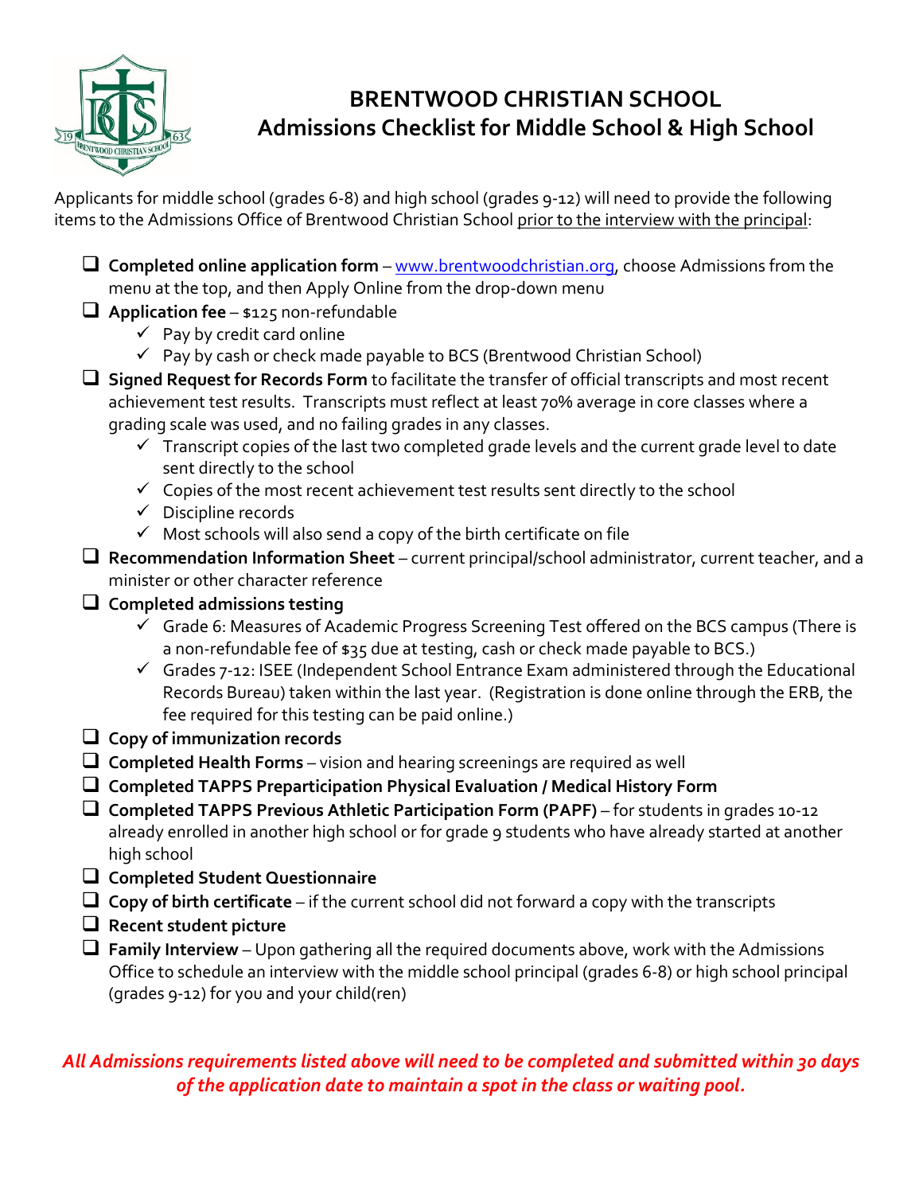# BRENTWOOD CHRISTIAN SCHOOL
## Admissions Checklist for Middle School & High School

Applicants for middle school (grades 6-8) and high school (grades 9-12) will need to provide the following items to the Admissions Office of Brentwood Christian School prior to the interview with the principal:

- [ ] **Completed online application form** – www.brentwoodchristian.org, choose Admissions from the menu at the top, and then Apply Online from the drop-down menu
- [ ] **Application fee** – $125 non-refundable
  - ✓ Pay by credit card online
  - ✓ Pay by cash or check made payable to BCS (Brentwood Christian School)
- [ ] **Signed Request for Records Form** to facilitate the transfer of official transcripts and most recent achievement test results. Transcripts must reflect at least 70% average in core classes where a grading scale was used, and no failing grades in any classes.
  - ✓ Transcript copies of the last two completed grade levels and the current grade level to date sent directly to the school
  - ✓ Copies of the most recent achievement test results sent directly to the school
  - ✓ Discipline records
  - ✓ Most schools will also send a copy of the birth certificate on file
- [ ] **Recommendation Information Sheet** – current principal/school administrator, current teacher, and a minister or other character reference
- [ ] **Completed admissions testing**
  - ✓ Grade 6: Measures of Academic Progress Screening Test offered on the BCS campus (There is a non-refundable fee of $35 due at testing, cash or check made payable to BCS.)
  - ✓ Grades 7-12: ISEE (Independent School Entrance Exam administered through the Educational Records Bureau) taken within the last year. (Registration is done online through the ERB, the fee required for this testing can be paid online.)
- [ ] **Copy of immunization records**
- [ ] **Completed Health Forms** – vision and hearing screenings are required as well
- [ ] **Completed TAPPS Preparticipation Physical Evaluation / Medical History Form**
- [ ] **Completed TAPPS Previous Athletic Participation Form (PAPF)** – for students in grades 10-12 already enrolled in another high school or for grade 9 students who have already started at another high school
- [ ] **Completed Student Questionnaire**
- [ ] **Copy of birth certificate** – if the current school did not forward a copy with the transcripts
- [ ] **Recent student picture**
- [ ] **Family Interview** – Upon gathering all the required documents above, work with the Admissions Office to schedule an interview with the middle school principal (grades 6-8) or high school principal (grades 9-12) for you and your child(ren)

***All Admissions requirements listed above will need to be completed and submitted within 30 days of the application date to maintain a spot in the class or waiting pool.***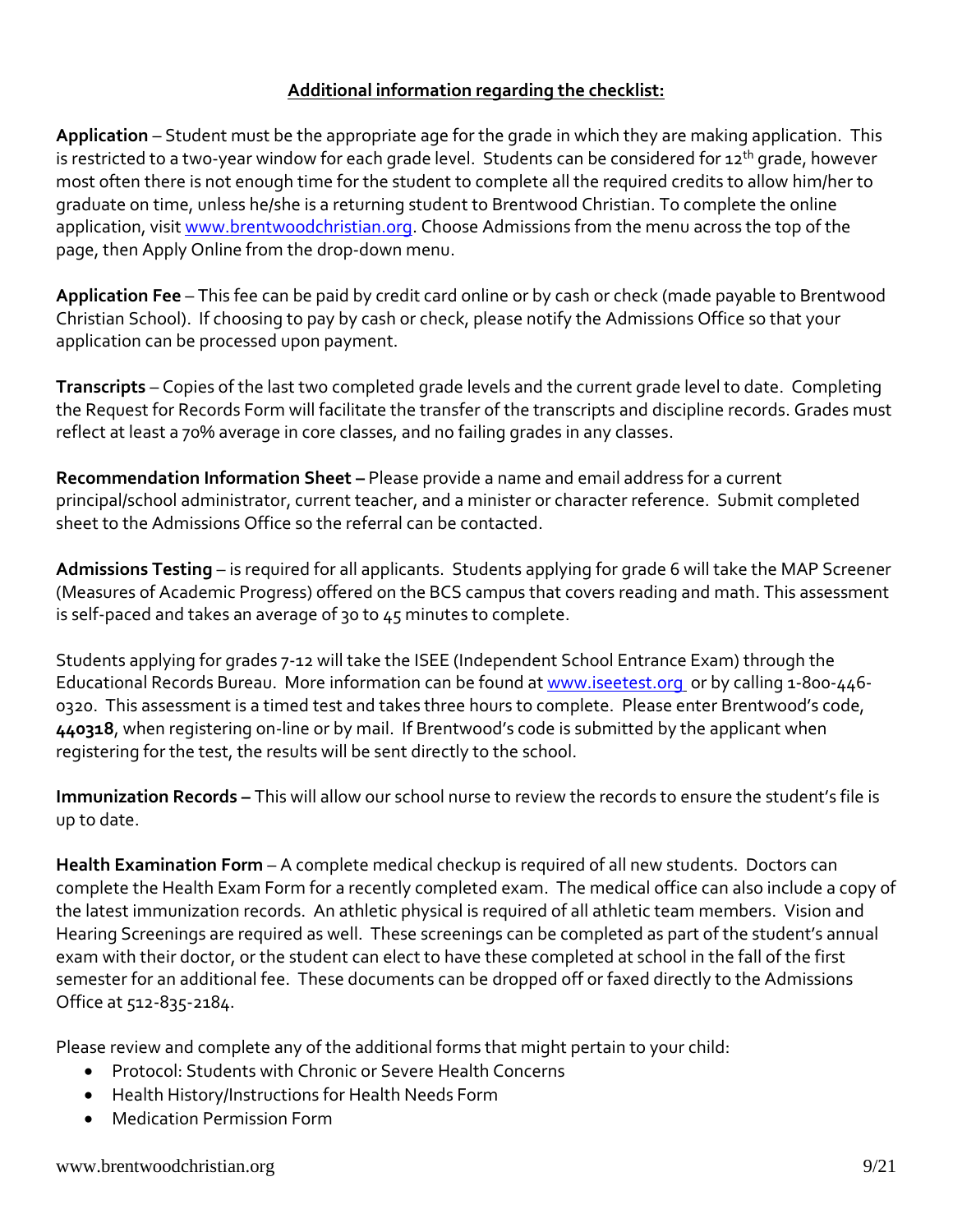## Additional information regarding the checklist:

**Application** – Student must be the appropriate age for the grade in which they are making application. This is restricted to a two-year window for each grade level. Students can be considered for 12th grade, however most often there is not enough time for the student to complete all the required credits to allow him/her to graduate on time, unless he/she is a returning student to Brentwood Christian. To complete the online application, visit [www.brentwoodchristian.org](http://www.brentwoodchristian.org). Choose Admissions from the menu across the top of the page, then Apply Online from the drop-down menu.

**Application Fee** – This fee can be paid by credit card online or by cash or check (made payable to Brentwood Christian School). If choosing to pay by cash or check, please notify the Admissions Office so that your application can be processed upon payment.

**Transcripts** – Copies of the last two completed grade levels and the current grade level to date. Completing the Request for Records Form will facilitate the transfer of the transcripts and discipline records. Grades must reflect at least a 70% average in core classes, and no failing grades in any classes.

**Recommendation Information Sheet –** Please provide a name and email address for a current principal/school administrator, current teacher, and a minister or character reference. Submit completed sheet to the Admissions Office so the referral can be contacted.

**Admissions Testing** – is required for all applicants. Students applying for grade 6 will take the MAP Screener (Measures of Academic Progress) offered on the BCS campus that covers reading and math. This assessment is self-paced and takes an average of 30 to 45 minutes to complete.

Students applying for grades 7-12 will take the ISEE (Independent School Entrance Exam) through the Educational Records Bureau. More information can be found at [www.iseetest.org](http://www.iseetest.org) or by calling 1-800-446-0320. This assessment is a timed test and takes three hours to complete. Please enter Brentwood's code, **440318**, when registering on-line or by mail. If Brentwood's code is submitted by the applicant when registering for the test, the results will be sent directly to the school.

**Immunization Records –** This will allow our school nurse to review the records to ensure the student's file is up to date.

**Health Examination Form** – A complete medical checkup is required of all new students. Doctors can complete the Health Exam Form for a recently completed exam. The medical office can also include a copy of the latest immunization records. An athletic physical is required of all athletic team members. Vision and Hearing Screenings are required as well. These screenings can be completed as part of the student's annual exam with their doctor, or the student can elect to have these completed at school in the fall of the first semester for an additional fee. These documents can be dropped off or faxed directly to the Admissions Office at 512-835-2184.

Please review and complete any of the additional forms that might pertain to your child:

- Protocol: Students with Chronic or Severe Health Concerns
- Health History/Instructions for Health Needs Form
- Medication Permission Form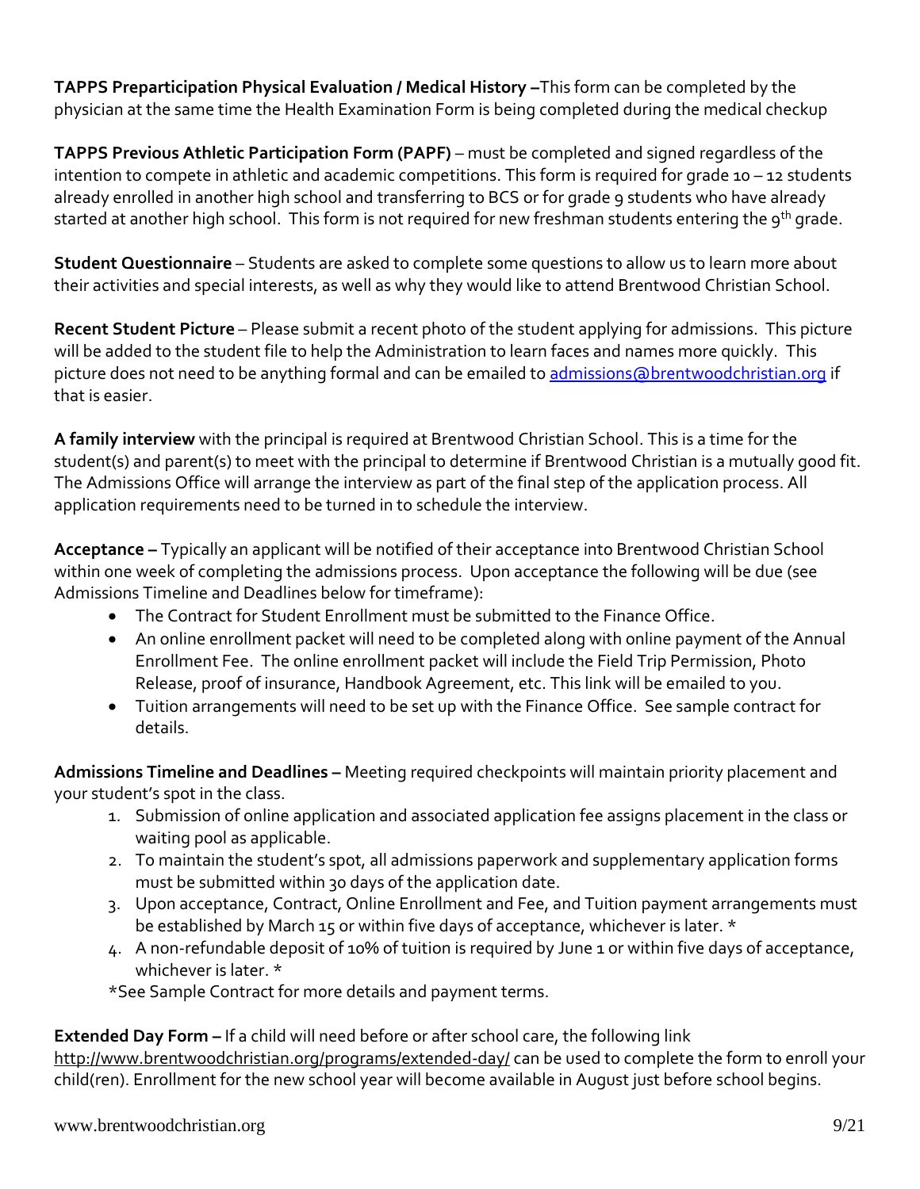**TAPPS Preparticipation Physical Evaluation / Medical History –**This form can be completed by the physician at the same time the Health Examination Form is being completed during the medical checkup

**TAPPS Previous Athletic Participation Form (PAPF)** – must be completed and signed regardless of the intention to compete in athletic and academic competitions. This form is required for grade 10 – 12 students already enrolled in another high school and transferring to BCS or for grade 9 students who have already started at another high school. This form is not required for new freshman students entering the 9th grade.

**Student Questionnaire** – Students are asked to complete some questions to allow us to learn more about their activities and special interests, as well as why they would like to attend Brentwood Christian School.

**Recent Student Picture** – Please submit a recent photo of the student applying for admissions. This picture will be added to the student file to help the Administration to learn faces and names more quickly. This picture does not need to be anything formal and can be emailed to admissions@brentwoodchristian.org if that is easier.

**A family interview** with the principal is required at Brentwood Christian School. This is a time for the student(s) and parent(s) to meet with the principal to determine if Brentwood Christian is a mutually good fit. The Admissions Office will arrange the interview as part of the final step of the application process. All application requirements need to be turned in to schedule the interview.

**Acceptance –** Typically an applicant will be notified of their acceptance into Brentwood Christian School within one week of completing the admissions process. Upon acceptance the following will be due (see Admissions Timeline and Deadlines below for timeframe):

- The Contract for Student Enrollment must be submitted to the Finance Office.
- An online enrollment packet will need to be completed along with online payment of the Annual Enrollment Fee. The online enrollment packet will include the Field Trip Permission, Photo Release, proof of insurance, Handbook Agreement, etc. This link will be emailed to you.
- Tuition arrangements will need to be set up with the Finance Office. See sample contract for details.

**Admissions Timeline and Deadlines –** Meeting required checkpoints will maintain priority placement and your student's spot in the class.

1. Submission of online application and associated application fee assigns placement in the class or waiting pool as applicable.
2. To maintain the student's spot, all admissions paperwork and supplementary application forms must be submitted within 30 days of the application date.
3. Upon acceptance, Contract, Online Enrollment and Fee, and Tuition payment arrangements must be established by March 15 or within five days of acceptance, whichever is later. *
4. A non-refundable deposit of 10% of tuition is required by June 1 or within five days of acceptance, whichever is later. *

*See Sample Contract for more details and payment terms.

**Extended Day Form –** If a child will need before or after school care, the following link http://www.brentwoodchristian.org/programs/extended-day/ can be used to complete the form to enroll your child(ren). Enrollment for the new school year will become available in August just before school begins.